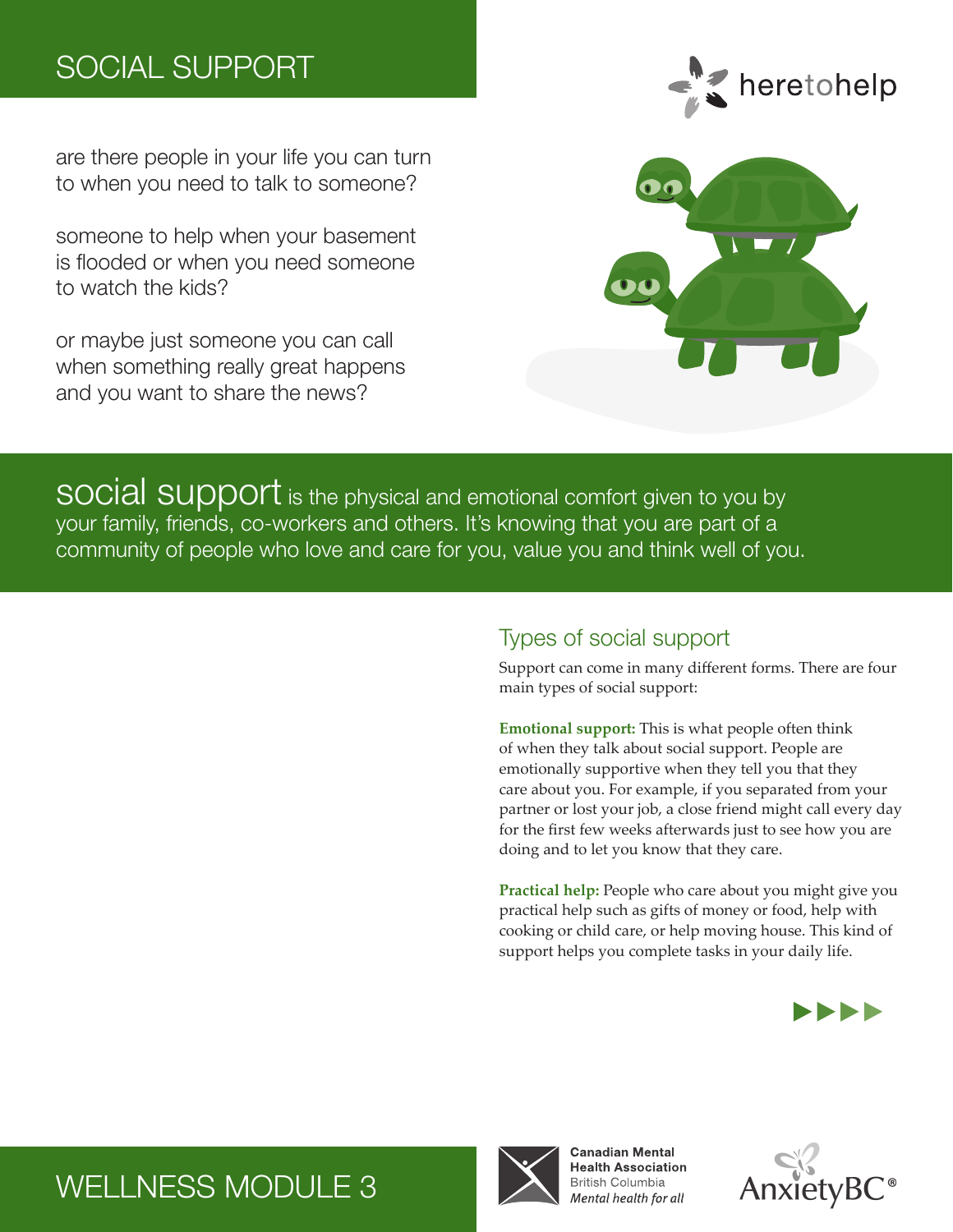# SOCIAL SUPPORT

are there people in your life you can turn to when you need to talk to someone?

someone to help when your basement is flooded or when you need someone to watch the kids?

or maybe just someone you can call when something really great happens and you want to share the news?

**social support** is the physical and emotional comfort given to you by your family, friends, co-workers and others. It's knowing that you are part of a community of people who love and care for you, value you and think well of you.

## Types of social support

Support can come in many different forms. There are four main types of social support:

**Emotional support:** This is what people often think of when they talk about social support. People are emotionally supportive when they tell you that they care about you. For example, if you separated from your partner or lost your job, a close friend might call every day for the first few weeks afterwards just to see how you are doing and to let you know that they care.

**Practical help:** People who care about you might give you practical help such as gifts of money or food, help with cooking or child care, or help moving house. This kind of support helps you complete tasks in your daily life.

WELLNESS MODULE 3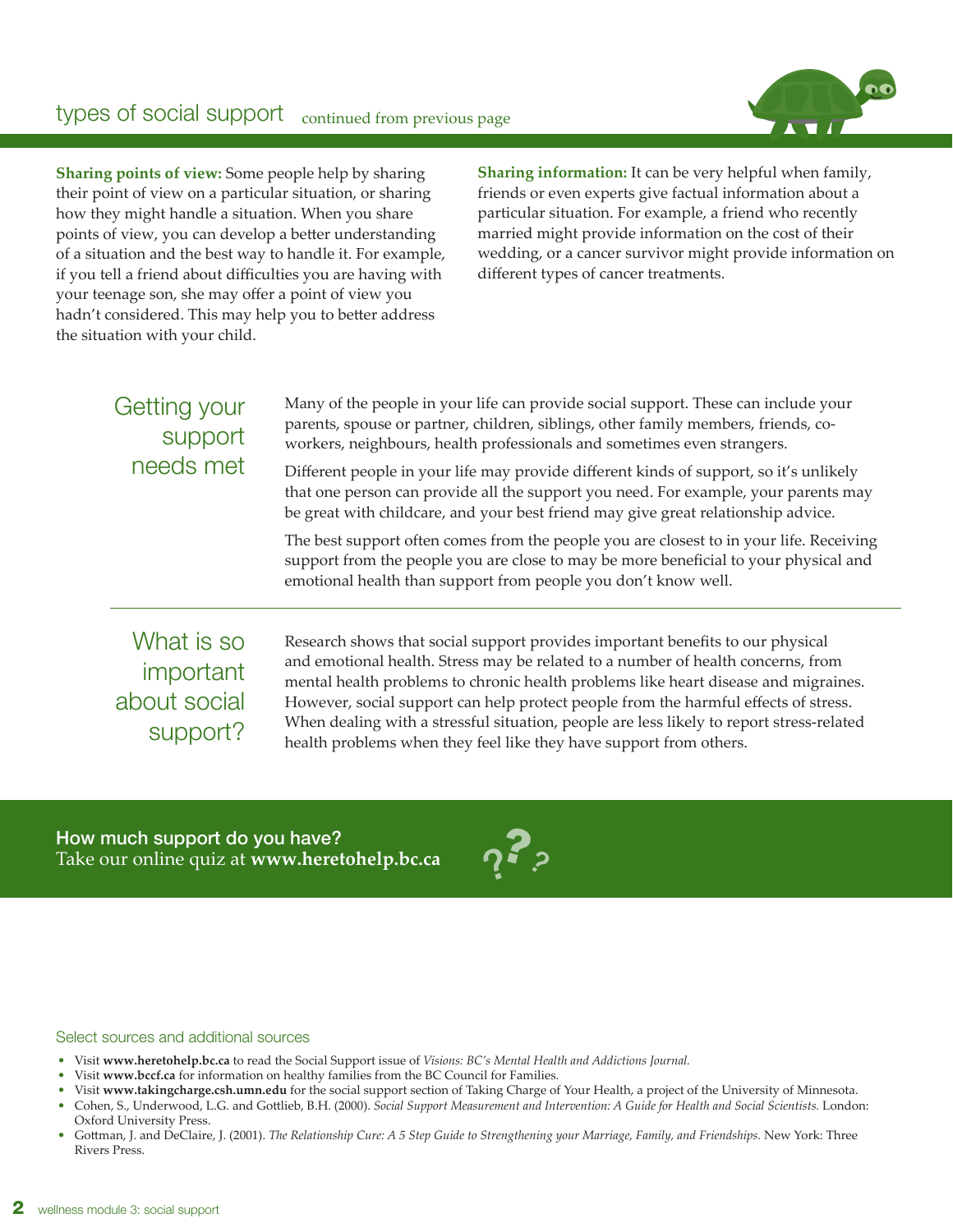## types of social support continued from previous page

**Sharing points of view:** Some people help by sharing their point of view on a particular situation, or sharing how they might handle a situation. When you share points of view, you can develop a better understanding of a situation and the best way to handle it. For example, if you tell a friend about difficulties you are having with your teenage son, she may offer a point of view you hadn't considered. This may help you to better address the situation with your child.

**Sharing information:** It can be very helpful when family, friends or even experts give factual information about a particular situation. For example, a friend who recently married might provide information on the cost of their wedding, or a cancer survivor might provide information on different types of cancer treatments.

## Getting your support needs met

Many of the people in your life can provide social support. These can include your parents, spouse or partner, children, siblings, other family members, friends, co-workers, neighbours, health professionals and sometimes even strangers.

Different people in your life may provide different kinds of support, so it's unlikely that one person can provide all the support you need. For example, your parents may be great with childcare, and your best friend may give great relationship advice.

The best support often comes from the people you are closest to in your life. Receiving support from the people you are close to may be more beneficial to your physical and emotional health than support from people you don't know well.

## What is so important about social support?

Research shows that social support provides important benefits to our physical and emotional health. Stress may be related to a number of health concerns, from mental health problems to chronic health problems like heart disease and migraines. However, social support can help protect people from the harmful effects of stress. When dealing with a stressful situation, people are less likely to report stress-related health problems when they feel like they have support from others.

**How much support do you have?**
Take our online quiz at **www.heretohelp.bc.ca**

### Select sources and additional sources

- Visit **www.heretohelp.bc.ca** to read the Social Support issue of *Visions: BC's Mental Health and Addictions Journal.*
- Visit **www.bccf.ca** for information on healthy families from the BC Council for Families.
- Visit **www.takingcharge.csh.umn.edu** for the social support section of Taking Charge of Your Health, a project of the University of Minnesota.
- Cohen, S., Underwood, L.G. and Gottlieb, B.H. (2000). *Social Support Measurement and Intervention: A Guide for Health and Social Scientists.* London: Oxford University Press.
- Gottman, J. and DeClaire, J. (2001). *The Relationship Cure: A 5 Step Guide to Strengthening your Marriage, Family, and Friendships.* New York: Three Rivers Press.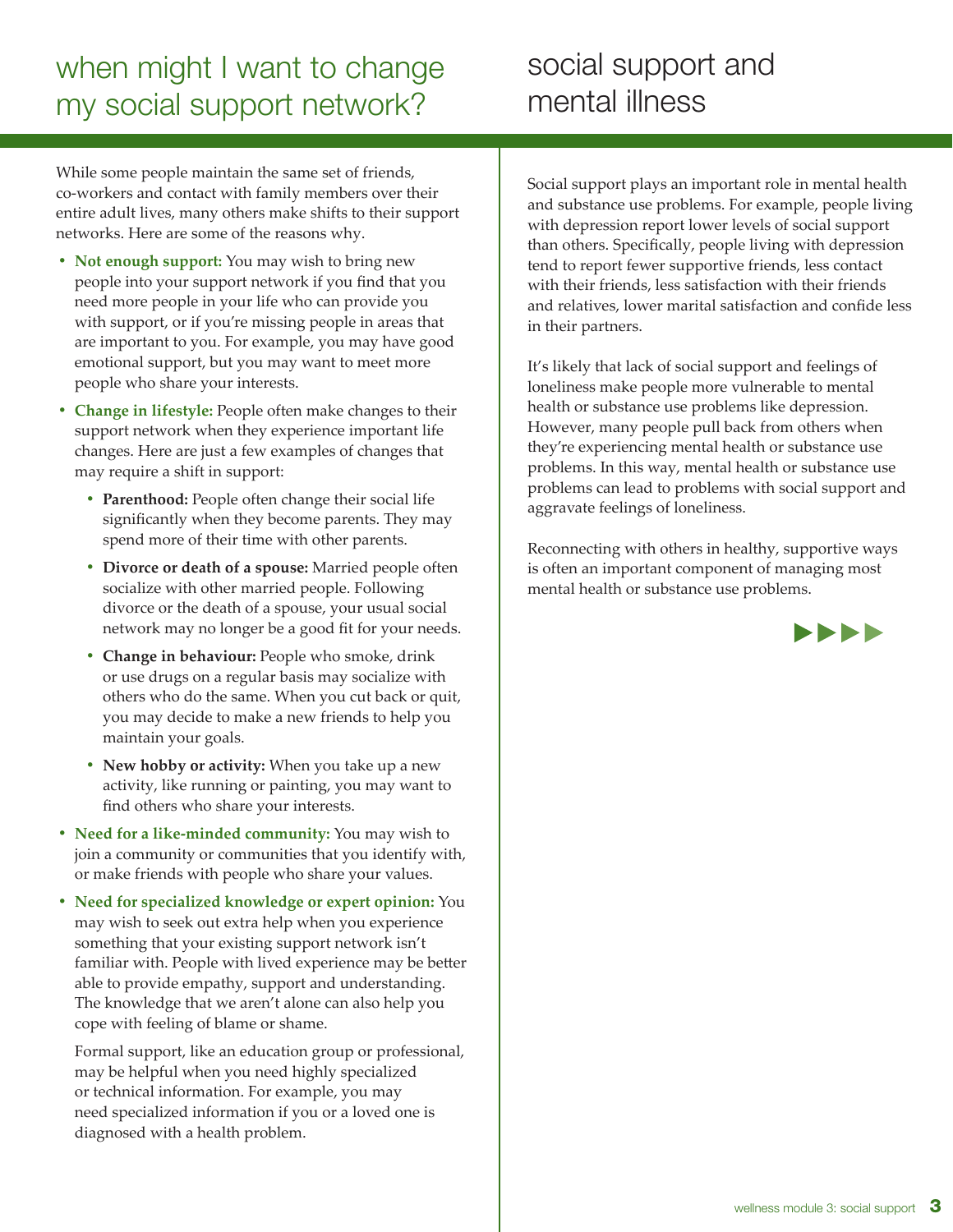## when might I want to change my social support network?

While some people maintain the same set of friends, co-workers and contact with family members over their entire adult lives, many others make shifts to their support networks. Here are some of the reasons why.

- **Not enough support:** You may wish to bring new people into your support network if you find that you need more people in your life who can provide you with support, or if you're missing people in areas that are important to you. For example, you may have good emotional support, but you may want to meet more people who share your interests.
- **Change in lifestyle:** People often make changes to their support network when they experience important life changes. Here are just a few examples of changes that may require a shift in support:
  - **Parenthood:** People often change their social life significantly when they become parents. They may spend more of their time with other parents.
  - **Divorce or death of a spouse:** Married people often socialize with other married people. Following divorce or the death of a spouse, your usual social network may no longer be a good fit for your needs.
  - **Change in behaviour:** People who smoke, drink or use drugs on a regular basis may socialize with others who do the same. When you cut back or quit, you may decide to make a new friends to help you maintain your goals.
  - **New hobby or activity:** When you take up a new activity, like running or painting, you may want to find others who share your interests.
- **Need for a like-minded community:** You may wish to join a community or communities that you identify with, or make friends with people who share your values.
- **Need for specialized knowledge or expert opinion:** You may wish to seek out extra help when you experience something that your existing support network isn't familiar with. People with lived experience may be better able to provide empathy, support and understanding. The knowledge that we aren't alone can also help you cope with feeling of blame or shame.

  Formal support, like an education group or professional, may be helpful when you need highly specialized or technical information. For example, you may need specialized information if you or a loved one is diagnosed with a health problem.

## social support and mental illness

Social support plays an important role in mental health and substance use problems. For example, people living with depression report lower levels of social support than others. Specifically, people living with depression tend to report fewer supportive friends, less contact with their friends, less satisfaction with their friends and relatives, lower marital satisfaction and confide less in their partners.

It's likely that lack of social support and feelings of loneliness make people more vulnerable to mental health or substance use problems like depression. However, many people pull back from others when they're experiencing mental health or substance use problems. In this way, mental health or substance use problems can lead to problems with social support and aggravate feelings of loneliness.

Reconnecting with others in healthy, supportive ways is often an important component of managing most mental health or substance use problems.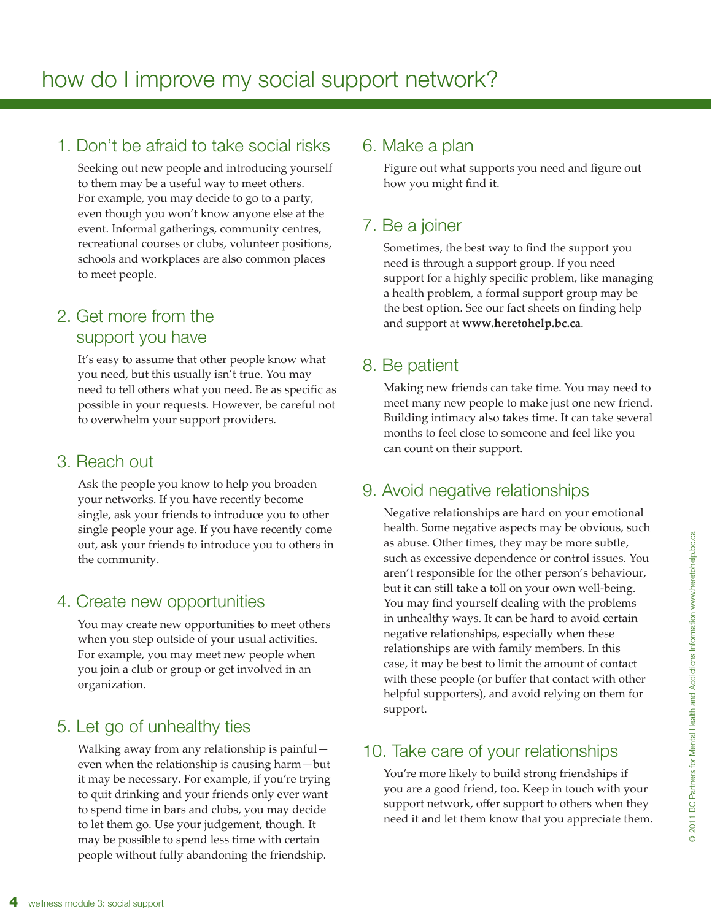# how do I improve my social support network?

## 1. Don't be afraid to take social risks

Seeking out new people and introducing yourself to them may be a useful way to meet others. For example, you may decide to go to a party, even though you won't know anyone else at the event. Informal gatherings, community centres, recreational courses or clubs, volunteer positions, schools and workplaces are also common places to meet people.

## 2. Get more from the support you have

It's easy to assume that other people know what you need, but this usually isn't true. You may need to tell others what you need. Be as specific as possible in your requests. However, be careful not to overwhelm your support providers.

## 3. Reach out

Ask the people you know to help you broaden your networks. If you have recently become single, ask your friends to introduce you to other single people your age. If you have recently come out, ask your friends to introduce you to others in the community.

## 4. Create new opportunities

You may create new opportunities to meet others when you step outside of your usual activities. For example, you may meet new people when you join a club or group or get involved in an organization.

## 5. Let go of unhealthy ties

Walking away from any relationship is painful—even when the relationship is causing harm—but it may be necessary. For example, if you're trying to quit drinking and your friends only ever want to spend time in bars and clubs, you may decide to let them go. Use your judgement, though. It may be possible to spend less time with certain people without fully abandoning the friendship.

## 6. Make a plan

Figure out what supports you need and figure out how you might find it.

## 7. Be a joiner

Sometimes, the best way to find the support you need is through a support group. If you need support for a highly specific problem, like managing a health problem, a formal support group may be the best option. See our fact sheets on finding help and support at **www.heretohelp.bc.ca**.

## 8. Be patient

Making new friends can take time. You may need to meet many new people to make just one new friend. Building intimacy also takes time. It can take several months to feel close to someone and feel like you can count on their support.

## 9. Avoid negative relationships

Negative relationships are hard on your emotional health. Some negative aspects may be obvious, such as abuse. Other times, they may be more subtle, such as excessive dependence or control issues. You aren't responsible for the other person's behaviour, but it can still take a toll on your own well-being. You may find yourself dealing with the problems in unhealthy ways. It can be hard to avoid certain negative relationships, especially when these relationships are with family members. In this case, it may be best to limit the amount of contact with these people (or buffer that contact with other helpful supporters), and avoid relying on them for support.

## 10. Take care of your relationships

You're more likely to build strong friendships if you are a good friend, too. Keep in touch with your support network, offer support to others when they need it and let them know that you appreciate them.

© 2011 BC Partners for Mental Health and Addictions Information www.heretohelp.bc.ca